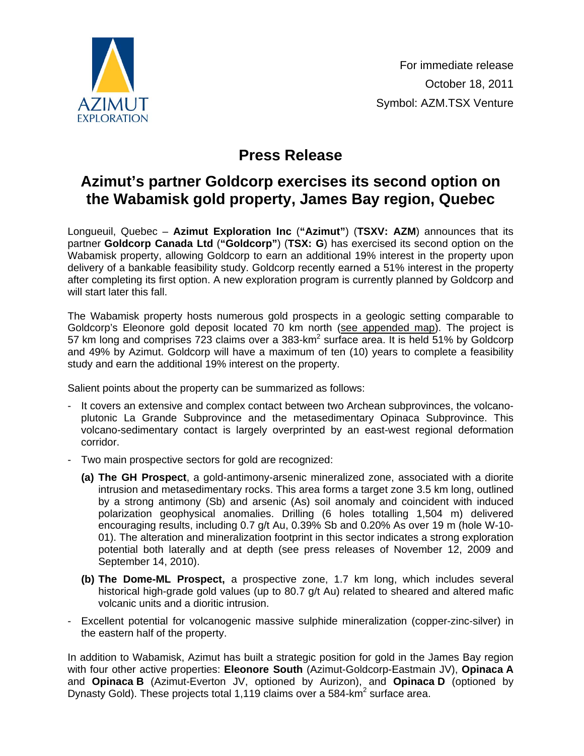AZIMUT EXPLORATION

For immediate release
October 18, 2011
Symbol: AZM.TSX Venture

# Press Release

## Azimut's partner Goldcorp exercises its second option on the Wabamisk gold property, James Bay region, Quebec

Longueuil, Quebec – **Azimut Exploration Inc** (**"Azimut"**) (**TSXV: AZM**) announces that its partner **Goldcorp Canada Ltd** (**"Goldcorp"**) (**TSX: G**) has exercised its second option on the Wabamisk property, allowing Goldcorp to earn an additional 19% interest in the property upon delivery of a bankable feasibility study. Goldcorp recently earned a 51% interest in the property after completing its first option. A new exploration program is currently planned by Goldcorp and will start later this fall.

The Wabamisk property hosts numerous gold prospects in a geologic setting comparable to Goldcorp's Eleonore gold deposit located 70 km north (see appended map). The project is 57 km long and comprises 723 claims over a 383-km$^2$ surface area. It is held 51% by Goldcorp and 49% by Azimut. Goldcorp will have a maximum of ten (10) years to complete a feasibility study and earn the additional 19% interest on the property.

Salient points about the property can be summarized as follows:

- It covers an extensive and complex contact between two Archean subprovinces, the volcano-plutonic La Grande Subprovince and the metasedimentary Opinaca Subprovince. This volcano-sedimentary contact is largely overprinted by an east-west regional deformation corridor.
- Two main prospective sectors for gold are recognized:
  - **(a) The GH Prospect**, a gold-antimony-arsenic mineralized zone, associated with a diorite intrusion and metasedimentary rocks. This area forms a target zone 3.5 km long, outlined by a strong antimony (Sb) and arsenic (As) soil anomaly and coincident with induced polarization geophysical anomalies. Drilling (6 holes totalling 1,504 m) delivered encouraging results, including 0.7 g/t Au, 0.39% Sb and 0.20% As over 19 m (hole W-10-01). The alteration and mineralization footprint in this sector indicates a strong exploration potential both laterally and at depth (see press releases of November 12, 2009 and September 14, 2010).
  - **(b) The Dome-ML Prospect,** a prospective zone, 1.7 km long, which includes several historical high-grade gold values (up to 80.7 g/t Au) related to sheared and altered mafic volcanic units and a dioritic intrusion.
- Excellent potential for volcanogenic massive sulphide mineralization (copper-zinc-silver) in the eastern half of the property.

In addition to Wabamisk, Azimut has built a strategic position for gold in the James Bay region with four other active properties: **Eleonore South** (Azimut-Goldcorp-Eastmain JV), **Opinaca A** and **Opinaca B** (Azimut-Everton JV, optioned by Aurizon), and **Opinaca D** (optioned by Dynasty Gold). These projects total 1,119 claims over a 584-km$^2$ surface area.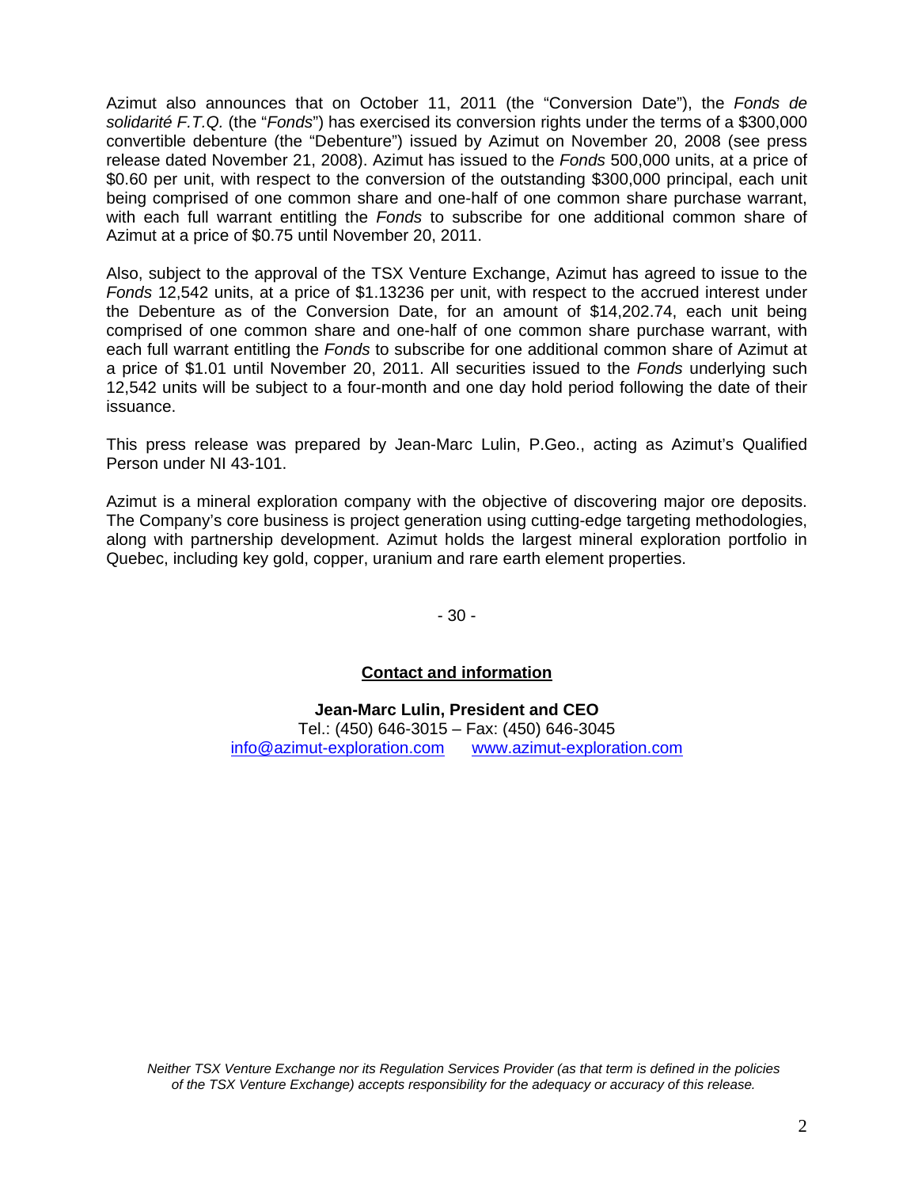Azimut also announces that on October 11, 2011 (the "Conversion Date"), the *Fonds de solidarité F.T.Q.* (the "*Fonds*") has exercised its conversion rights under the terms of a $300,000 convertible debenture (the "Debenture") issued by Azimut on November 20, 2008 (see press release dated November 21, 2008). Azimut has issued to the *Fonds* 500,000 units, at a price of $0.60 per unit, with respect to the conversion of the outstanding $300,000 principal, each unit being comprised of one common share and one-half of one common share purchase warrant, with each full warrant entitling the *Fonds* to subscribe for one additional common share of Azimut at a price of $0.75 until November 20, 2011.

Also, subject to the approval of the TSX Venture Exchange, Azimut has agreed to issue to the *Fonds* 12,542 units, at a price of $1.13236 per unit, with respect to the accrued interest under the Debenture as of the Conversion Date, for an amount of $14,202.74, each unit being comprised of one common share and one-half of one common share purchase warrant, with each full warrant entitling the *Fonds* to subscribe for one additional common share of Azimut at a price of $1.01 until November 20, 2011. All securities issued to the *Fonds* underlying such 12,542 units will be subject to a four-month and one day hold period following the date of their issuance.

This press release was prepared by Jean-Marc Lulin, P.Geo., acting as Azimut's Qualified Person under NI 43-101.

Azimut is a mineral exploration company with the objective of discovering major ore deposits. The Company's core business is project generation using cutting-edge targeting methodologies, along with partnership development. Azimut holds the largest mineral exploration portfolio in Quebec, including key gold, copper, uranium and rare earth element properties.

- 30 -

**Contact and information**

**Jean-Marc Lulin, President and CEO**
Tel.: (450) 646-3015 – Fax: (450) 646-3045
info@azimut-exploration.com www.azimut-exploration.com

*Neither TSX Venture Exchange nor its Regulation Services Provider (as that term is defined in the policies of the TSX Venture Exchange) accepts responsibility for the adequacy or accuracy of this release.*